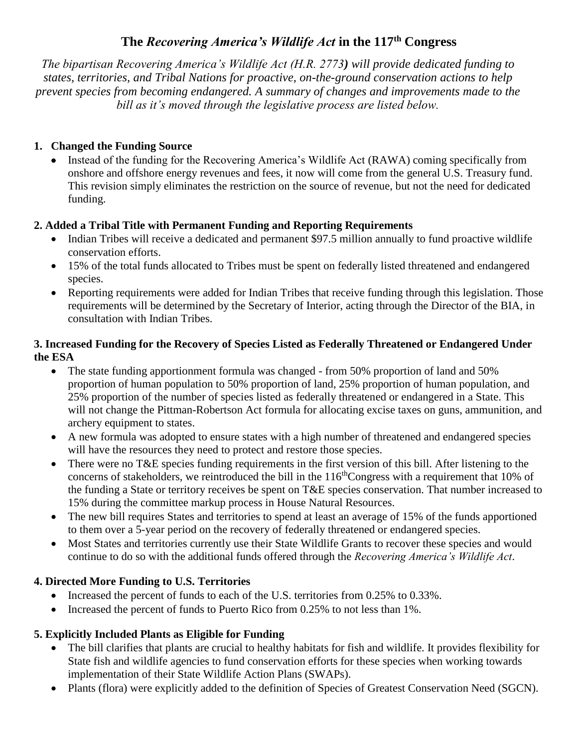# The *Recovering America's Wildlife Act* in the 117th Congress

*The bipartisan Recovering America's Wildlife Act (H.R. 2773**)** will provide dedicated funding to states, territories, and Tribal Nations for proactive, on-the-ground conservation actions to help prevent species from becoming endangered. A summary of changes and improvements made to the bill as it's moved through the legislative process are listed below.*

## 1. Changed the Funding Source

- Instead of the funding for the Recovering America's Wildlife Act (RAWA) coming specifically from onshore and offshore energy revenues and fees, it now will come from the general U.S. Treasury fund. This revision simply eliminates the restriction on the source of revenue, but not the need for dedicated funding.

## 2. Added a Tribal Title with Permanent Funding and Reporting Requirements

- Indian Tribes will receive a dedicated and permanent \$97.5 million annually to fund proactive wildlife conservation efforts.
- 15% of the total funds allocated to Tribes must be spent on federally listed threatened and endangered species.
- Reporting requirements were added for Indian Tribes that receive funding through this legislation. Those requirements will be determined by the Secretary of Interior, acting through the Director of the BIA, in consultation with Indian Tribes.

## 3. Increased Funding for the Recovery of Species Listed as Federally Threatened or Endangered Under the ESA

- The state funding apportionment formula was changed - from 50% proportion of land and 50% proportion of human population to 50% proportion of land, 25% proportion of human population, and 25% proportion of the number of species listed as federally threatened or endangered in a State. This will not change the Pittman-Robertson Act formula for allocating excise taxes on guns, ammunition, and archery equipment to states.
- A new formula was adopted to ensure states with a high number of threatened and endangered species will have the resources they need to protect and restore those species.
- There were no T&E species funding requirements in the first version of this bill. After listening to the concerns of stakeholders, we reintroduced the bill in the 116th Congress with a requirement that 10% of the funding a State or territory receives be spent on T&E species conservation. That number increased to 15% during the committee markup process in House Natural Resources.
- The new bill requires States and territories to spend at least an average of 15% of the funds apportioned to them over a 5-year period on the recovery of federally threatened or endangered species.
- Most States and territories currently use their State Wildlife Grants to recover these species and would continue to do so with the additional funds offered through the *Recovering America's Wildlife Act*.

## 4. Directed More Funding to U.S. Territories

- Increased the percent of funds to each of the U.S. territories from 0.25% to 0.33%.
- Increased the percent of funds to Puerto Rico from 0.25% to not less than 1%.

## 5. Explicitly Included Plants as Eligible for Funding

- The bill clarifies that plants are crucial to healthy habitats for fish and wildlife. It provides flexibility for State fish and wildlife agencies to fund conservation efforts for these species when working towards implementation of their State Wildlife Action Plans (SWAPs).
- Plants (flora) were explicitly added to the definition of Species of Greatest Conservation Need (SGCN).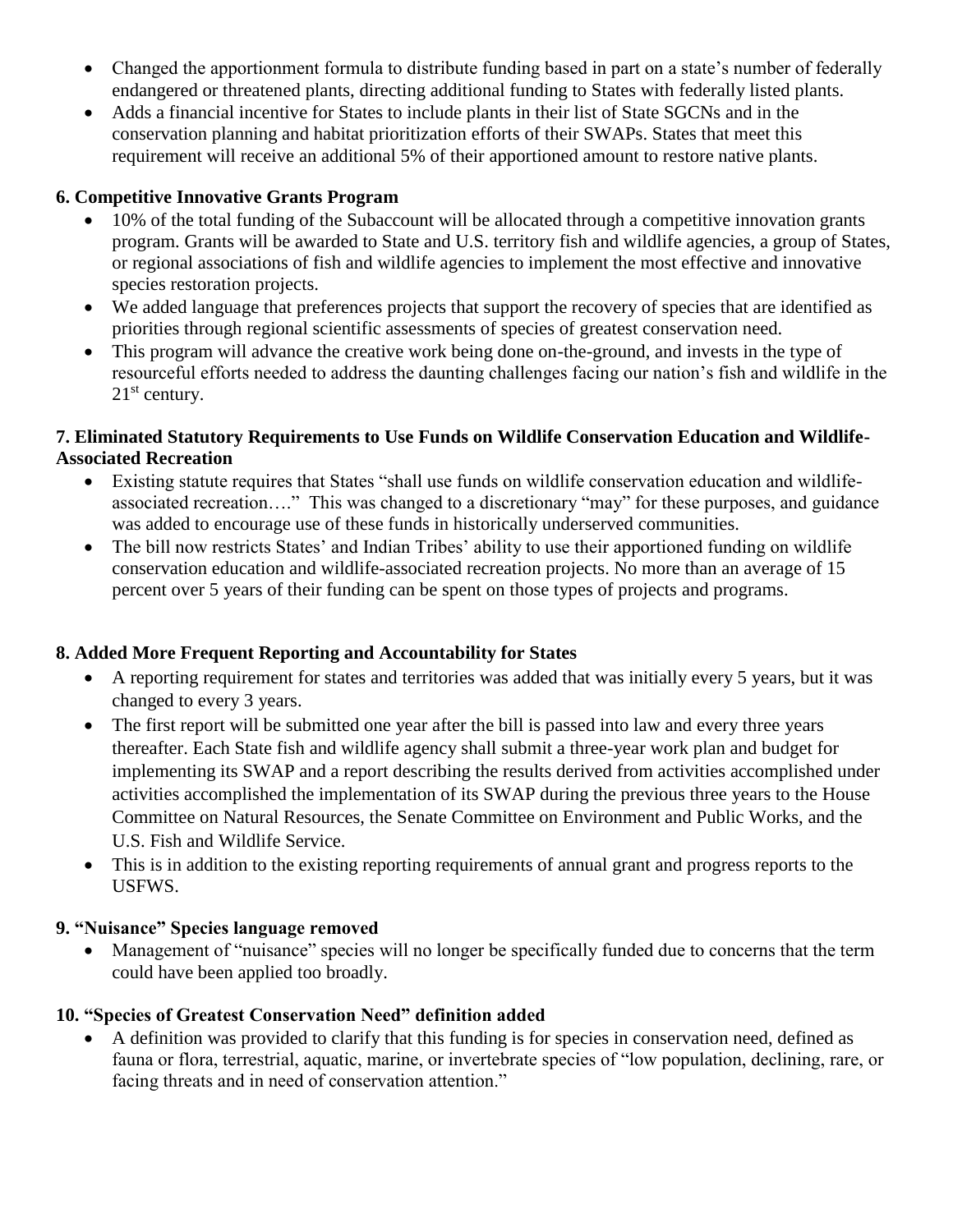- Changed the apportionment formula to distribute funding based in part on a state's number of federally endangered or threatened plants, directing additional funding to States with federally listed plants.
- Adds a financial incentive for States to include plants in their list of State SGCNs and in the conservation planning and habitat prioritization efforts of their SWAPs. States that meet this requirement will receive an additional 5% of their apportioned amount to restore native plants.

**6. Competitive Innovative Grants Program**

- 10% of the total funding of the Subaccount will be allocated through a competitive innovation grants program. Grants will be awarded to State and U.S. territory fish and wildlife agencies, a group of States, or regional associations of fish and wildlife agencies to implement the most effective and innovative species restoration projects.
- We added language that preferences projects that support the recovery of species that are identified as priorities through regional scientific assessments of species of greatest conservation need.
- This program will advance the creative work being done on-the-ground, and invests in the type of resourceful efforts needed to address the daunting challenges facing our nation's fish and wildlife in the 21st century.

**7. Eliminated Statutory Requirements to Use Funds on Wildlife Conservation Education and Wildlife-Associated Recreation**

- Existing statute requires that States "shall use funds on wildlife conservation education and wildlife-associated recreation…." This was changed to a discretionary "may" for these purposes, and guidance was added to encourage use of these funds in historically underserved communities.
- The bill now restricts States' and Indian Tribes' ability to use their apportioned funding on wildlife conservation education and wildlife-associated recreation projects. No more than an average of 15 percent over 5 years of their funding can be spent on those types of projects and programs.

**8. Added More Frequent Reporting and Accountability for States**

- A reporting requirement for states and territories was added that was initially every 5 years, but it was changed to every 3 years.
- The first report will be submitted one year after the bill is passed into law and every three years thereafter. Each State fish and wildlife agency shall submit a three-year work plan and budget for implementing its SWAP and a report describing the results derived from activities accomplished under activities accomplished the implementation of its SWAP during the previous three years to the House Committee on Natural Resources, the Senate Committee on Environment and Public Works, and the U.S. Fish and Wildlife Service.
- This is in addition to the existing reporting requirements of annual grant and progress reports to the USFWS.

**9. "Nuisance" Species language removed**

- Management of "nuisance" species will no longer be specifically funded due to concerns that the term could have been applied too broadly.

**10. "Species of Greatest Conservation Need" definition added**

- A definition was provided to clarify that this funding is for species in conservation need, defined as fauna or flora, terrestrial, aquatic, marine, or invertebrate species of "low population, declining, rare, or facing threats and in need of conservation attention."